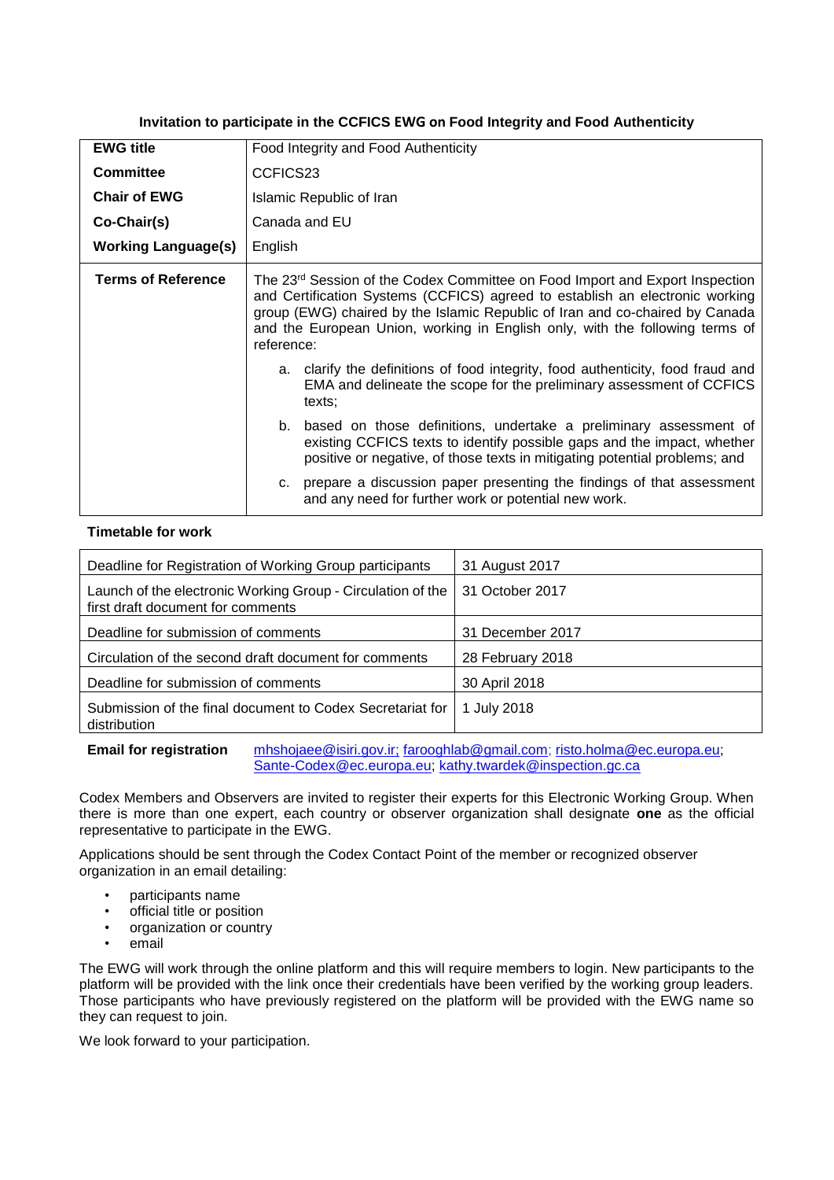**Invitation to participate in the CCFICS EWG on Food Integrity and Food Authenticity**

| **EWG title** | Food Integrity and Food Authenticity |
|---|---|
| **Committee** | CCFICS23 |
| **Chair of EWG** | Islamic Republic of Iran |
| **Co-Chair(s)** | Canada and EU |
| **Working Language(s)** | English |
| **Terms of Reference** | The 23rd Session of the Codex Committee on Food Import and Export Inspection and Certification Systems (CCFICS) agreed to establish an electronic working group (EWG) chaired by the Islamic Republic of Iran and co-chaired by Canada and the European Union, working in English only, with the following terms of reference:<br><br>a. clarify the definitions of food integrity, food authenticity, food fraud and EMA and delineate the scope for the preliminary assessment of CCFICS texts;<br><br>b. based on those definitions, undertake a preliminary assessment of existing CCFICS texts to identify possible gaps and the impact, whether positive or negative, of those texts in mitigating potential problems; and<br><br>c. prepare a discussion paper presenting the findings of that assessment and any need for further work or potential new work. |

**Timetable for work**

| | |
|---|---|
| Deadline for Registration of Working Group participants | 31 August 2017 |
| Launch of the electronic Working Group - Circulation of the first draft document for comments | 31 October 2017 |
| Deadline for submission of comments | 31 December 2017 |
| Circulation of the second draft document for comments | 28 February 2018 |
| Deadline for submission of comments | 30 April 2018 |
| Submission of the final document to Codex Secretariat for distribution | 1 July 2018 |

**Email for registration** mhshojaee@isiri.gov.ir; farooghlab@gmail.com; risto.holma@ec.europa.eu; Sante-Codex@ec.europa.eu; kathy.twardek@inspection.gc.ca

Codex Members and Observers are invited to register their experts for this Electronic Working Group. When there is more than one expert, each country or observer organization shall designate **one** as the official representative to participate in the EWG.

Applications should be sent through the Codex Contact Point of the member or recognized observer organization in an email detailing:

- participants name
- official title or position
- organization or country
- email

The EWG will work through the online platform and this will require members to login. New participants to the platform will be provided with the link once their credentials have been verified by the working group leaders. Those participants who have previously registered on the platform will be provided with the EWG name so they can request to join.

We look forward to your participation.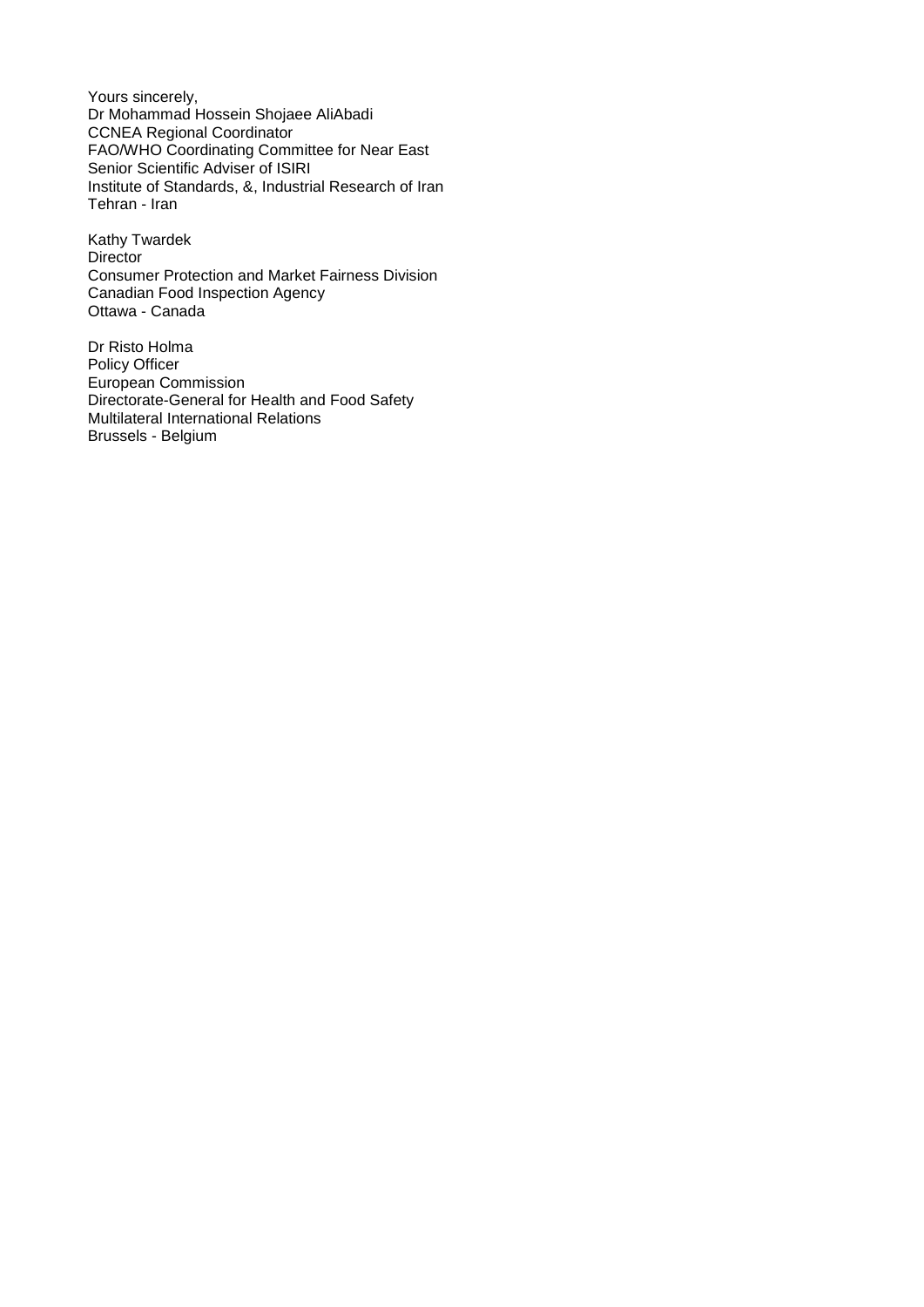Yours sincerely,
Dr Mohammad Hossein Shojaee AliAbadi
CCNEA Regional Coordinator
FAO/WHO Coordinating Committee for Near East
Senior Scientific Adviser of ISIRI
Institute of Standards, &, Industrial Research of Iran
Tehran - Iran

Kathy Twardek
Director
Consumer Protection and Market Fairness Division
Canadian Food Inspection Agency
Ottawa - Canada

Dr Risto Holma
Policy Officer
European Commission
Directorate-General for Health and Food Safety
Multilateral International Relations
Brussels - Belgium